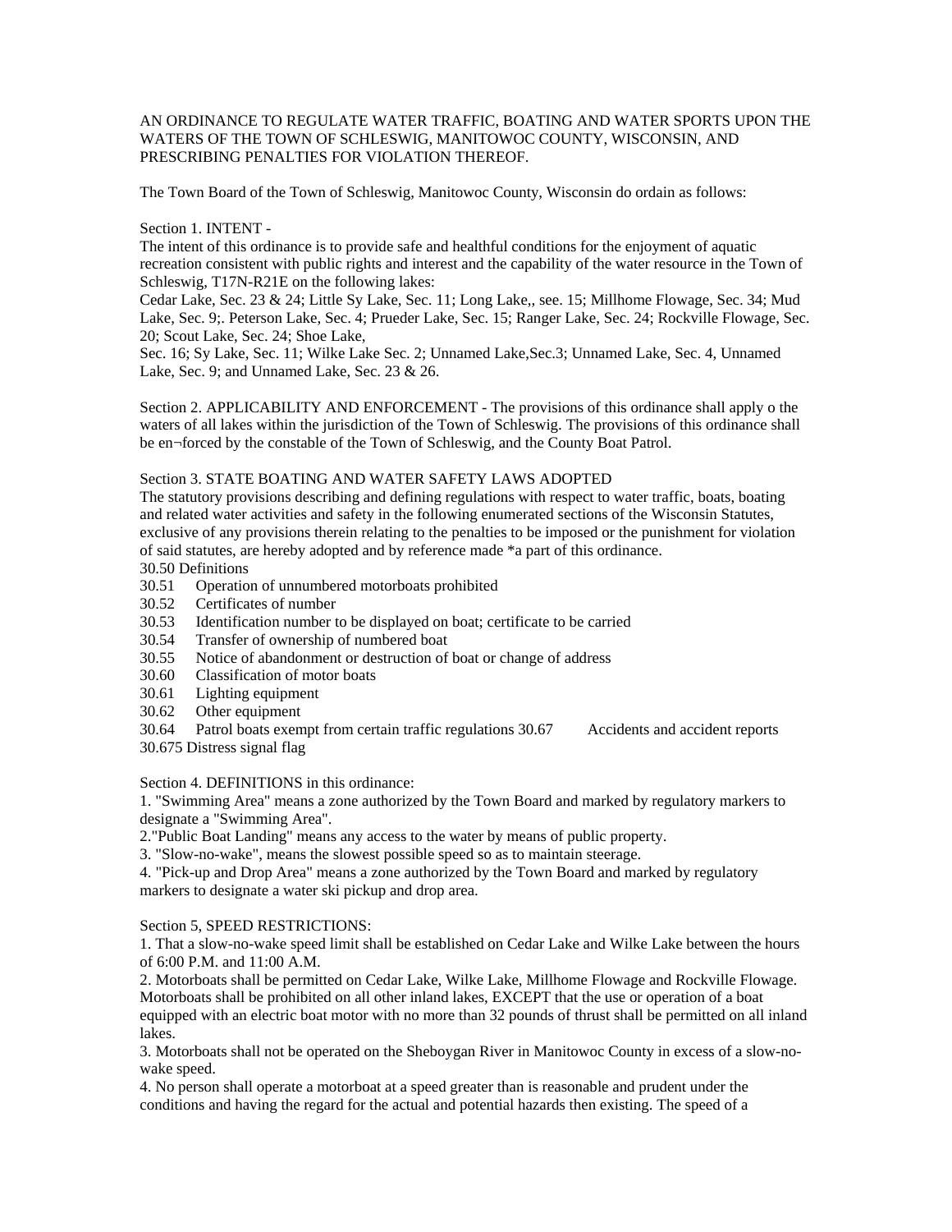AN ORDINANCE TO REGULATE WATER TRAFFIC, BOATING AND WATER SPORTS UPON THE WATERS OF THE TOWN OF SCHLESWIG, MANITOWOC COUNTY, WISCONSIN, AND PRESCRIBING PENALTIES FOR VIOLATION THEREOF.

The Town Board of the Town of Schleswig, Manitowoc County, Wisconsin do ordain as follows:

Section 1. INTENT -
The intent of this ordinance is to provide safe and healthful conditions for the enjoyment of aquatic recreation consistent with public rights and interest and the capability of the water resource in the Town of Schleswig, T17N-R21E on the following lakes:
Cedar Lake, Sec. 23 & 24; Little Sy Lake, Sec. 11; Long Lake,, see. 15; Millhome Flowage, Sec. 34; Mud Lake, Sec. 9;. Peterson Lake, Sec. 4; Prueder Lake, Sec. 15; Ranger Lake, Sec. 24; Rockville Flowage, Sec. 20; Scout Lake, Sec. 24; Shoe Lake,
Sec. 16; Sy Lake, Sec. 11; Wilke Lake Sec. 2; Unnamed Lake,Sec.3; Unnamed Lake, Sec. 4, Unnamed Lake, Sec. 9; and Unnamed Lake, Sec. 23 & 26.

Section 2. APPLICABILITY AND ENFORCEMENT - The provisions of this ordinance shall apply o the waters of all lakes within the jurisdiction of the Town of Schleswig. The provisions of this ordinance shall be en¬forced by the constable of the Town of Schleswig, and the County Boat Patrol.

Section 3. STATE BOATING AND WATER SAFETY LAWS ADOPTED
The statutory provisions describing and defining regulations with respect to water traffic, boats, boating and related water activities and safety in the following enumerated sections of the Wisconsin Statutes, exclusive of any provisions therein relating to the penalties to be imposed or the punishment for violation of said statutes, are hereby adopted and by reference made *a part of this ordinance.

30.50 Definitions
30.51 Operation of unnumbered motorboats prohibited
30.52 Certificates of number
30.53 Identification number to be displayed on boat; certificate to be carried
30.54 Transfer of ownership of numbered boat
30.55 Notice of abandonment or destruction of boat or change of address
30.60 Classification of motor boats
30.61 Lighting equipment
30.62 Other equipment
30.64 Patrol boats exempt from certain traffic regulations 30.67 Accidents and accident reports
30.675 Distress signal flag

Section 4. DEFINITIONS in this ordinance:
1. "Swimming Area" means a zone authorized by the Town Board and marked by regulatory markers to designate a "Swimming Area".
2."Public Boat Landing" means any access to the water by means of public property.
3. "Slow-no-wake", means the slowest possible speed so as to maintain steerage.
4. "Pick-up and Drop Area" means a zone authorized by the Town Board and marked by regulatory markers to designate a water ski pickup and drop area.

Section 5, SPEED RESTRICTIONS:
1. That a slow-no-wake speed limit shall be established on Cedar Lake and Wilke Lake between the hours of 6:00 P.M. and 11:00 A.M.
2. Motorboats shall be permitted on Cedar Lake, Wilke Lake, Millhome Flowage and Rockville Flowage. Motorboats shall be prohibited on all other inland lakes, EXCEPT that the use or operation of a boat equipped with an electric boat motor with no more than 32 pounds of thrust shall be permitted on all inland lakes.
3. Motorboats shall not be operated on the Sheboygan River in Manitowoc County in excess of a slow-no-wake speed.
4. No person shall operate a motorboat at a speed greater than is reasonable and prudent under the conditions and having the regard for the actual and potential hazards then existing. The speed of a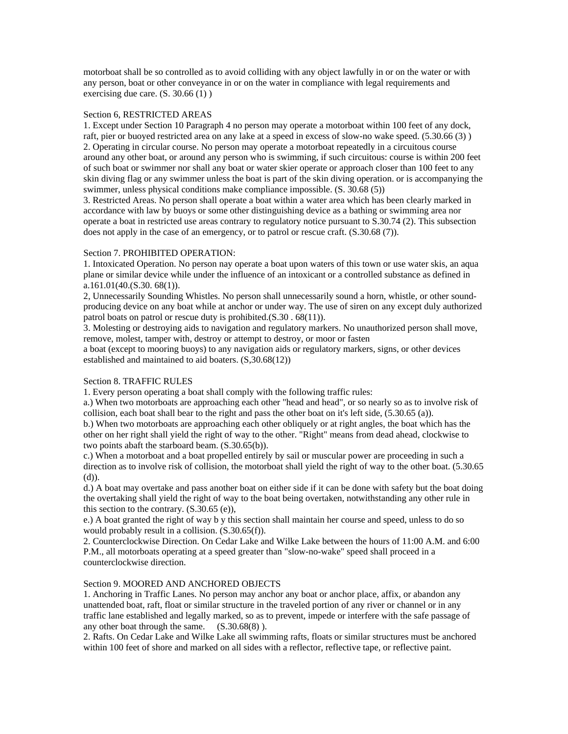motorboat shall be so controlled as to avoid colliding with any object lawfully in or on the water or with any person, boat or other conveyance in or on the water in compliance with legal requirements and exercising due care. (S. 30.66 (1) )

Section 6, RESTRICTED AREAS

1. Except under Section 10 Paragraph 4 no person may operate a motorboat within 100 feet of any dock, raft, pier or buoyed restricted area on any lake at a speed in excess of slow-no wake speed. (5.30.66 (3) )
2. Operating in circular course. No person may operate a motorboat repeatedly in a circuitous course around any other boat, or around any person who is swimming, if such circuitous: course is within 200 feet of such boat or swimmer nor shall any boat or water skier operate or approach closer than 100 feet to any skin diving flag or any swimmer unless the boat is part of the skin diving operation. or is accompanying the swimmer, unless physical conditions make compliance impossible. (S. 30.68 (5))
3. Restricted Areas. No person shall operate a boat within a water area which has been clearly marked in accordance with law by buoys or some other distinguishing device as a bathing or swimming area nor operate a boat in restricted use areas contrary to regulatory notice pursuant to S.30.74 (2). This subsection does not apply in the case of an emergency, or to patrol or rescue craft. (S.30.68 (7)).

Section 7. PROHIBITED OPERATION:

1. Intoxicated Operation. No person nay operate a boat upon waters of this town or use water skis, an aqua plane or similar device while under the influence of an intoxicant or a controlled substance as defined in a.161.01(40.(S.30. 68(1)).
2, Unnecessarily Sounding Whistles. No person shall unnecessarily sound a horn, whistle, or other sound-producing device on any boat while at anchor or under way. The use of siren on any except duly authorized patrol boats on patrol or rescue duty is prohibited.(S.30 . 68(11)).
3. Molesting or destroying aids to navigation and regulatory markers. No unauthorized person shall move, remove, molest, tamper with, destroy or attempt to destroy, or moor or fasten a boat (except to mooring buoys) to any navigation aids or regulatory markers, signs, or other devices established and maintained to aid boaters. (S,30.68(12))

Section 8. TRAFFIC RULES

1. Every person operating a boat shall comply with the following traffic rules:

a.) When two motorboats are approaching each other "head and head", or so nearly so as to involve risk of collision, each boat shall bear to the right and pass the other boat on it's left side, (5.30.65 (a)).

b.) When two motorboats are approaching each other obliquely or at right angles, the boat which has the other on her right shall yield the right of way to the other. "Right" means from dead ahead, clockwise to two points abaft the starboard beam. (S.30.65(b)).

c.) When a motorboat and a boat propelled entirely by sail or muscular power are proceeding in such a direction as to involve risk of collision, the motorboat shall yield the right of way to the other boat. (5.30.65 (d)).

d.) A boat may overtake and pass another boat on either side if it can be done with safety but the boat doing the overtaking shall yield the right of way to the boat being overtaken, notwithstanding any other rule in this section to the contrary. (S.30.65 (e)),

e.) A boat granted the right of way b y this section shall maintain her course and speed, unless to do so would probably result in a collision. (S.30.65(f)).

2. Counterclockwise Direction. On Cedar Lake and Wilke Lake between the hours of 11:00 A.M. and 6:00 P.M., all motorboats operating at a speed greater than "slow-no-wake" speed shall proceed in a counterclockwise direction.

Section 9. MOORED AND ANCHORED OBJECTS

1. Anchoring in Traffic Lanes. No person may anchor any boat or anchor place, affix, or abandon any unattended boat, raft, float or similar structure in the traveled portion of any river or channel or in any traffic lane established and legally marked, so as to prevent, impede or interfere with the safe passage of any other boat through the same. (S.30.68(8) ).
2. Rafts. On Cedar Lake and Wilke Lake all swimming rafts, floats or similar structures must be anchored within 100 feet of shore and marked on all sides with a reflector, reflective tape, or reflective paint.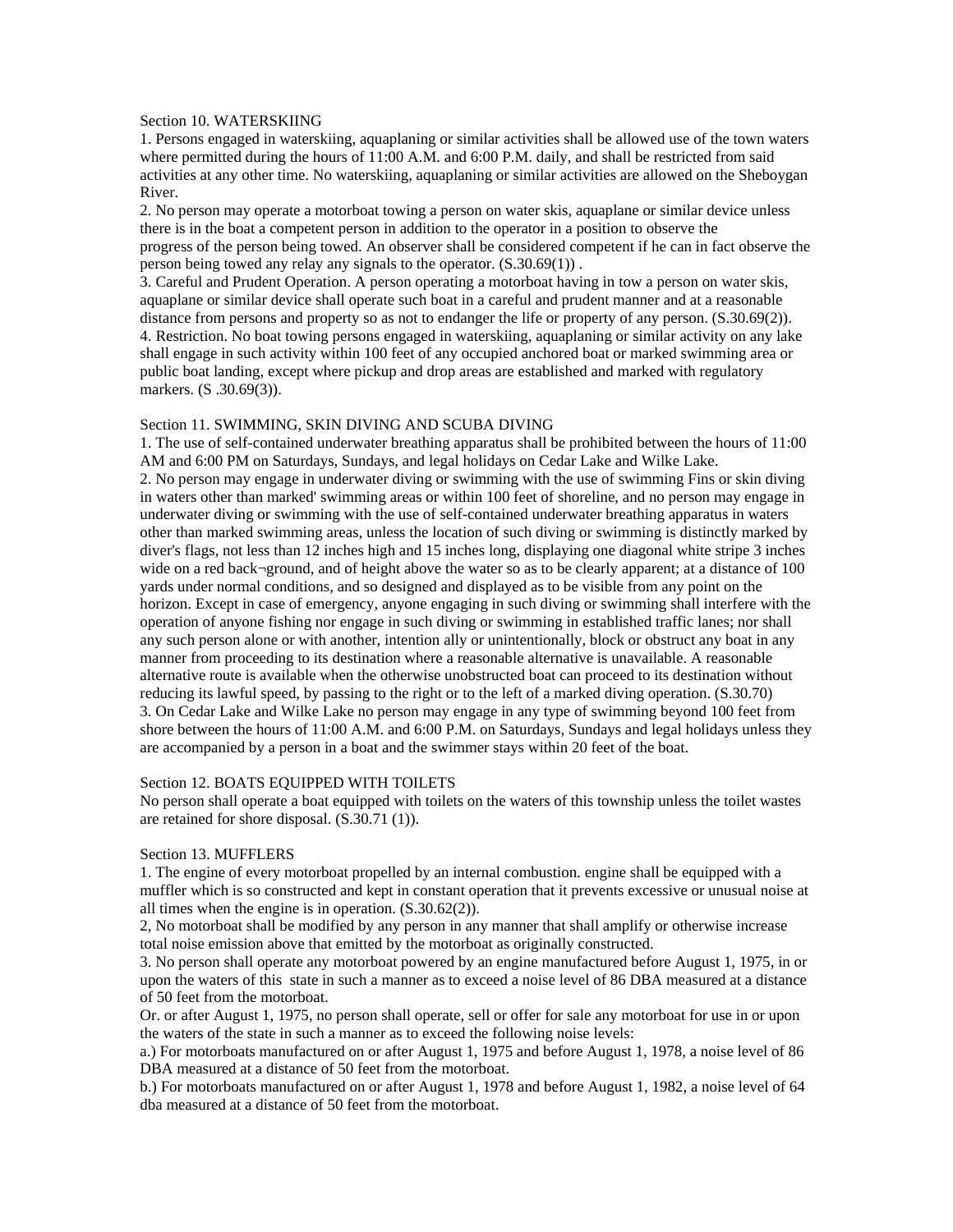Section 10. WATERSKIING

1. Persons engaged in waterskiing, aquaplaning or similar activities shall be allowed use of the town waters where permitted during the hours of 11:00 A.M. and 6:00 P.M. daily, and shall be restricted from said activities at any other time. No waterskiing, aquaplaning or similar activities are allowed on the Sheboygan River.
2. No person may operate a motorboat towing a person on water skis, aquaplane or similar device unless there is in the boat a competent person in addition to the operator in a position to observe the progress of the person being towed. An observer shall be considered competent if he can in fact observe the person being towed any relay any signals to the operator. (S.30.69(1)) .
3. Careful and Prudent Operation. A person operating a motorboat having in tow a person on water skis, aquaplane or similar device shall operate such boat in a careful and prudent manner and at a reasonable distance from persons and property so as not to endanger the life or property of any person. (S.30.69(2)).
4. Restriction. No boat towing persons engaged in waterskiing, aquaplaning or similar activity on any lake shall engage in such activity within 100 feet of any occupied anchored boat or marked swimming area or public boat landing, except where pickup and drop areas are established and marked with regulatory markers. (S .30.69(3)).

Section 11. SWIMMING, SKIN DIVING AND SCUBA DIVING

1. The use of self-contained underwater breathing apparatus shall be prohibited between the hours of 11:00 AM and 6:00 PM on Saturdays, Sundays, and legal holidays on Cedar Lake and Wilke Lake.
2. No person may engage in underwater diving or swimming with the use of swimming Fins or skin diving in waters other than marked' swimming areas or within 100 feet of shoreline, and no person may engage in underwater diving or swimming with the use of self-contained underwater breathing apparatus in waters other than marked swimming areas, unless the location of such diving or swimming is distinctly marked by diver's flags, not less than 12 inches high and 15 inches long, displaying one diagonal white stripe 3 inches wide on a red back¬ground, and of height above the water so as to be clearly apparent; at a distance of 100 yards under normal conditions, and so designed and displayed as to be visible from any point on the horizon. Except in case of emergency, anyone engaging in such diving or swimming shall interfere with the operation of anyone fishing nor engage in such diving or swimming in established traffic lanes; nor shall any such person alone or with another, intention ally or unintentionally, block or obstruct any boat in any manner from proceeding to its destination where a reasonable alternative is unavailable. A reasonable alternative route is available when the otherwise unobstructed boat can proceed to its destination without reducing its lawful speed, by passing to the right or to the left of a marked diving operation. (S.30.70)
3. On Cedar Lake and Wilke Lake no person may engage in any type of swimming beyond 100 feet from shore between the hours of 11:00 A.M. and 6:00 P.M. on Saturdays, Sundays and legal holidays unless they are accompanied by a person in a boat and the swimmer stays within 20 feet of the boat.

Section 12. BOATS EQUIPPED WITH TOILETS

No person shall operate a boat equipped with toilets on the waters of this township unless the toilet wastes are retained for shore disposal. (S.30.71 (1)).

Section 13. MUFFLERS

1. The engine of every motorboat propelled by an internal combustion. engine shall be equipped with a muffler which is so constructed and kept in constant operation that it prevents excessive or unusual noise at all times when the engine is in operation. (S.30.62(2)).
2, No motorboat shall be modified by any person in any manner that shall amplify or otherwise increase total noise emission above that emitted by the motorboat as originally constructed.
3. No person shall operate any motorboat powered by an engine manufactured before August 1, 1975, in or upon the waters of this state in such a manner as to exceed a noise level of 86 DBA measured at a distance of 50 feet from the motorboat.

Or. or after August 1, 1975, no person shall operate, sell or offer for sale any motorboat for use in or upon the waters of the state in such a manner as to exceed the following noise levels:

a.) For motorboats manufactured on or after August 1, 1975 and before August 1, 1978, a noise level of 86 DBA measured at a distance of 50 feet from the motorboat.
b.) For motorboats manufactured on or after August 1, 1978 and before August 1, 1982, a noise level of 64 dba measured at a distance of 50 feet from the motorboat.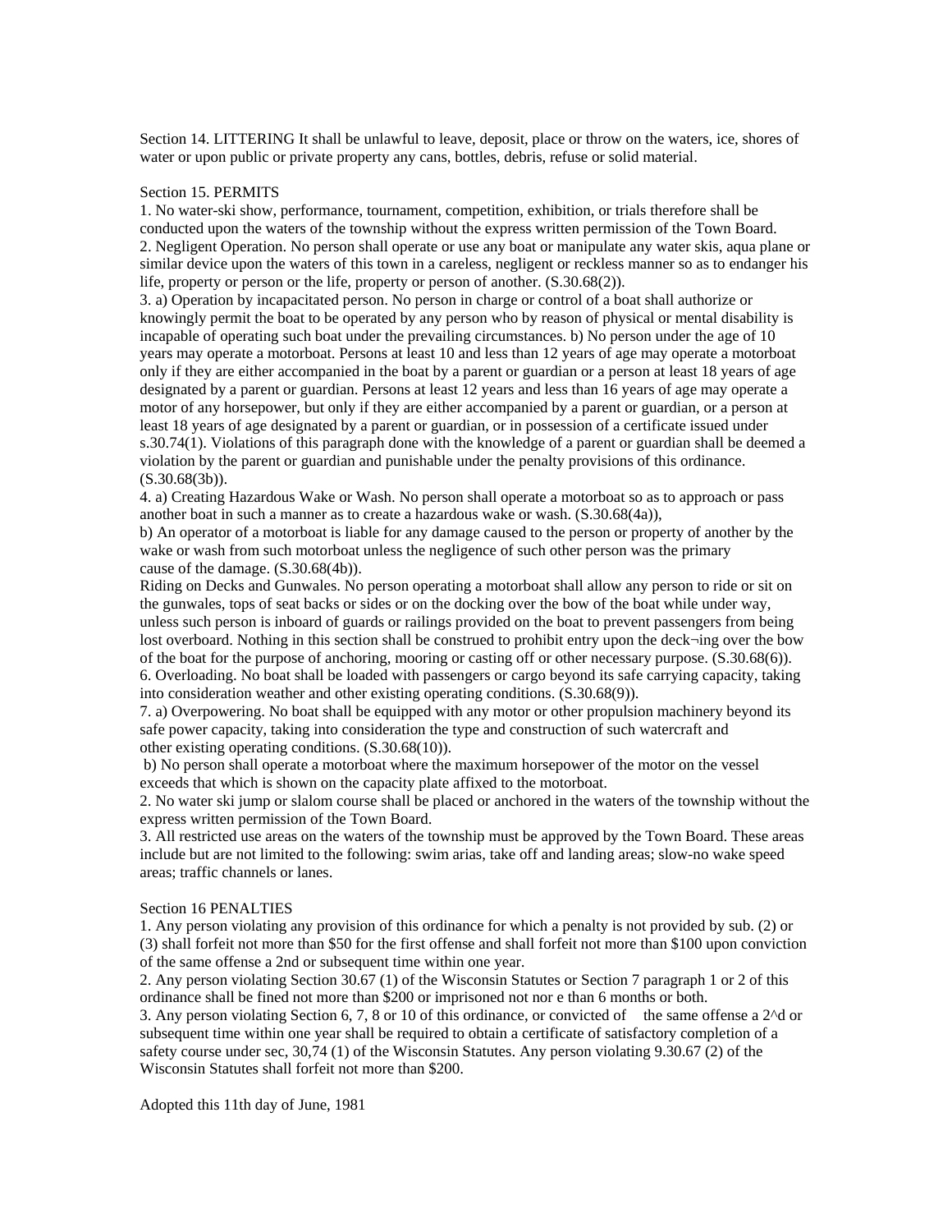Section 14. LITTERING It shall be unlawful to leave, deposit, place or throw on the waters, ice, shores of water or upon public or private property any cans, bottles, debris, refuse or solid material.

Section 15. PERMITS

1. No water-ski show, performance, tournament, competition, exhibition, or trials therefore shall be conducted upon the waters of the township without the express written permission of the Town Board.
2. Negligent Operation. No person shall operate or use any boat or manipulate any water skis, aqua plane or similar device upon the waters of this town in a careless, negligent or reckless manner so as to endanger his life, property or person or the life, property or person of another. (S.30.68(2)).
3. a) Operation by incapacitated person. No person in charge or control of a boat shall authorize or knowingly permit the boat to be operated by any person who by reason of physical or mental disability is incapable of operating such boat under the prevailing circumstances. b) No person under the age of 10 years may operate a motorboat. Persons at least 10 and less than 12 years of age may operate a motorboat only if they are either accompanied in the boat by a parent or guardian or a person at least 18 years of age designated by a parent or guardian. Persons at least 12 years and less than 16 years of age may operate a motor of any horsepower, but only if they are either accompanied by a parent or guardian, or a person at least 18 years of age designated by a parent or guardian, or in possession of a certificate issued under s.30.74(1). Violations of this paragraph done with the knowledge of a parent or guardian shall be deemed a violation by the parent or guardian and punishable under the penalty provisions of this ordinance. (S.30.68(3b)).
4. a) Creating Hazardous Wake or Wash. No person shall operate a motorboat so as to approach or pass another boat in such a manner as to create a hazardous wake or wash. (S.30.68(4a)),
b) An operator of a motorboat is liable for any damage caused to the person or property of another by the wake or wash from such motorboat unless the negligence of such other person was the primary cause of the damage. (S.30.68(4b)).

Riding on Decks and Gunwales. No person operating a motorboat shall allow any person to ride or sit on the gunwales, tops of seat backs or sides or on the docking over the bow of the boat while under way, unless such person is inboard of guards or railings provided on the boat to prevent passengers from being lost overboard. Nothing in this section shall be construed to prohibit entry upon the deck¬ing over the bow of the boat for the purpose of anchoring, mooring or casting off or other necessary purpose. (S.30.68(6)).

6. Overloading. No boat shall be loaded with passengers or cargo beyond its safe carrying capacity, taking into consideration weather and other existing operating conditions. (S.30.68(9)).
7. a) Overpowering. No boat shall be equipped with any motor or other propulsion machinery beyond its safe power capacity, taking into consideration the type and construction of such watercraft and other existing operating conditions. (S.30.68(10)).
b) No person shall operate a motorboat where the maximum horsepower of the motor on the vessel exceeds that which is shown on the capacity plate affixed to the motorboat.

2. No water ski jump or slalom course shall be placed or anchored in the waters of the township without the express written permission of the Town Board.
3. All restricted use areas on the waters of the township must be approved by the Town Board. These areas include but are not limited to the following: swim arias, take off and landing areas; slow-no wake speed areas; traffic channels or lanes.

Section 16 PENALTIES

1. Any person violating any provision of this ordinance for which a penalty is not provided by sub. (2) or (3) shall forfeit not more than \$50 for the first offense and shall forfeit not more than \$100 upon conviction of the same offense a 2nd or subsequent time within one year.
2. Any person violating Section 30.67 (1) of the Wisconsin Statutes or Section 7 paragraph 1 or 2 of this ordinance shall be fined not more than \$200 or imprisoned not nor e than 6 months or both.
3. Any person violating Section 6, 7, 8 or 10 of this ordinance, or convicted of the same offense a 2^d or subsequent time within one year shall be required to obtain a certificate of satisfactory completion of a safety course under sec, 30,74 (1) of the Wisconsin Statutes. Any person violating 9.30.67 (2) of the Wisconsin Statutes shall forfeit not more than \$200.

Adopted this 11th day of June, 1981